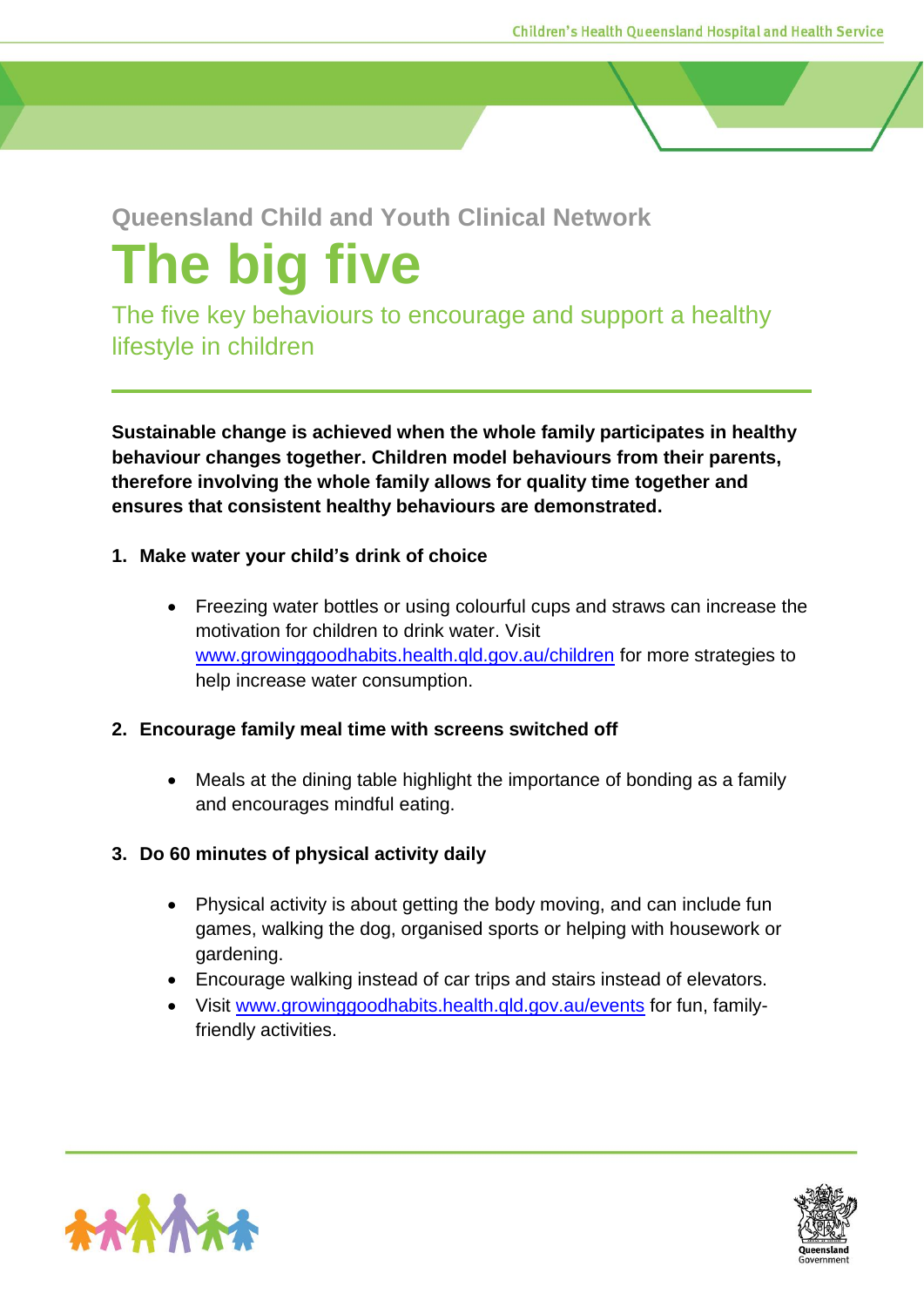Queensland Child and Youth Clinical Network

# The big five

## The five key behaviours to encourage and support a healthy lifestyle in children

**Sustainable change is achieved when the whole family participates in healthy behaviour changes together. Children model behaviours from their parents, therefore involving the whole family allows for quality time together and ensures that consistent healthy behaviours are demonstrated.**

1. **Make water your child's drink of choice**
   - Freezing water bottles or using colourful cups and straws can increase the motivation for children to drink water. Visit www.growinggoodhabits.health.qld.gov.au/children for more strategies to help increase water consumption.
2. **Encourage family meal time with screens switched off**
   - Meals at the dining table highlight the importance of bonding as a family and encourages mindful eating.
3. **Do 60 minutes of physical activity daily**
   - Physical activity is about getting the body moving, and can include fun games, walking the dog, organised sports or helping with housework or gardening.
   - Encourage walking instead of car trips and stairs instead of elevators.
   - Visit www.growinggoodhabits.health.qld.gov.au/events for fun, family-friendly activities.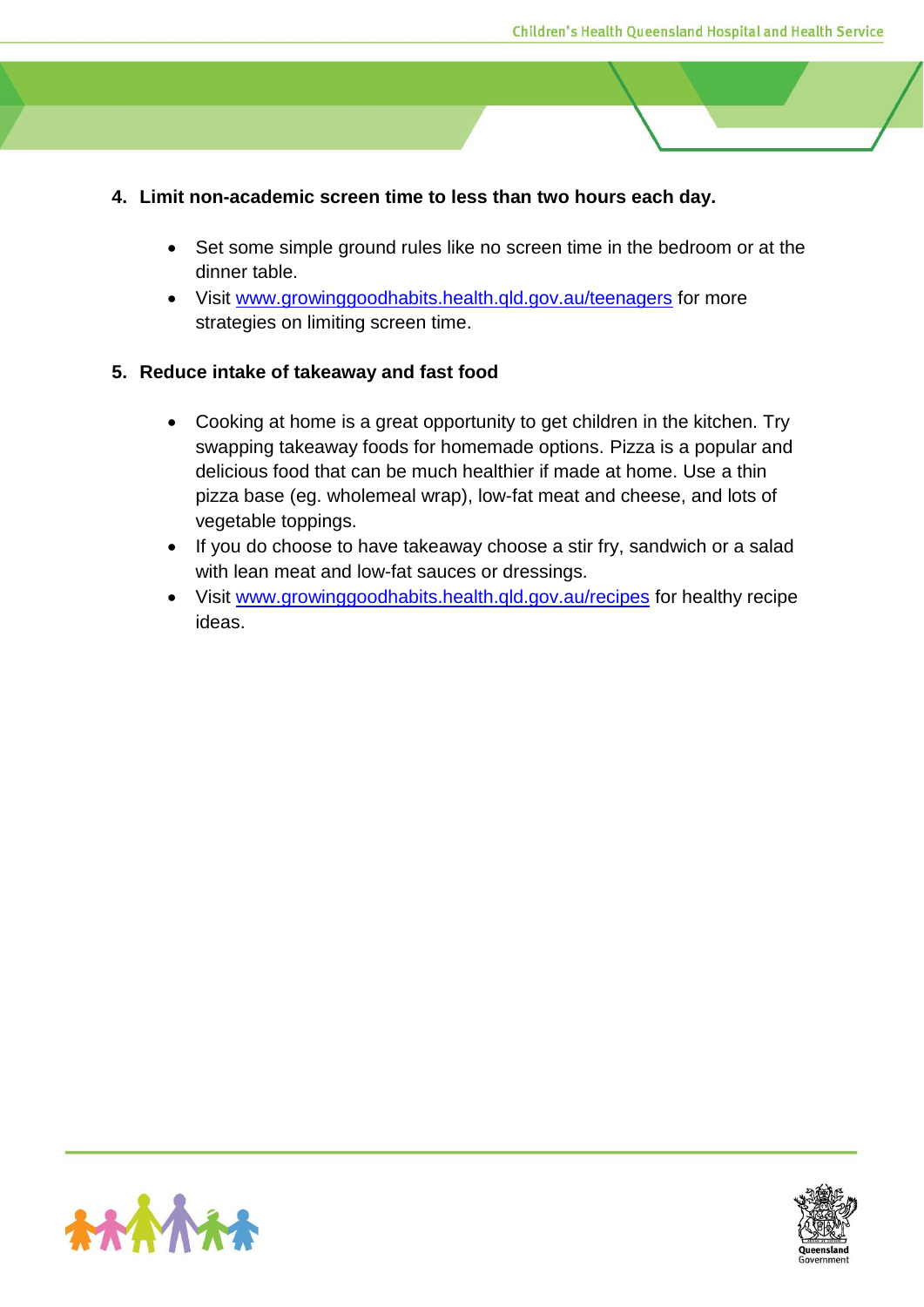4. **Limit non-academic screen time to less than two hours each day.**

    - Set some simple ground rules like no screen time in the bedroom or at the dinner table.
    - Visit www.growinggoodhabits.health.qld.gov.au/teenagers for more strategies on limiting screen time.

5. **Reduce intake of takeaway and fast food**

    - Cooking at home is a great opportunity to get children in the kitchen. Try swapping takeaway foods for homemade options. Pizza is a popular and delicious food that can be much healthier if made at home. Use a thin pizza base (eg. wholemeal wrap), low-fat meat and cheese, and lots of vegetable toppings.
    - If you do choose to have takeaway choose a stir fry, sandwich or a salad with lean meat and low-fat sauces or dressings.
    - Visit www.growinggoodhabits.health.qld.gov.au/recipes for healthy recipe ideas.